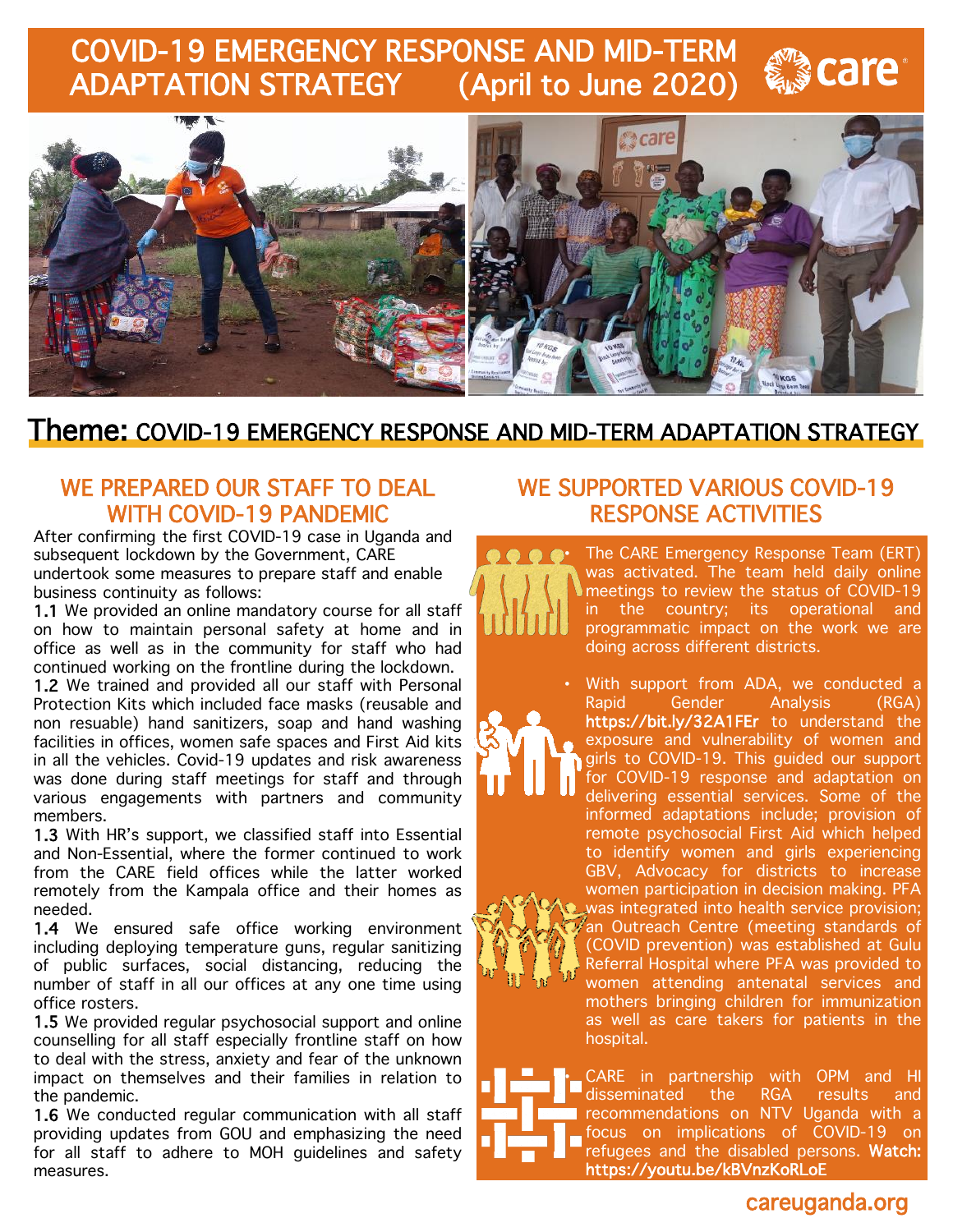# COVID-19 EMERGENCY RESPONSE AND MID-TERM ADAPTATION STRATEGY (April to June 2020)

## Theme: COVID-19 EMERGENCY RESPONSE AND MID-TERM ADAPTATION STRATEGY

### WE PREPARED OUR STAFF TO DEAL WITH COVID-19 PANDEMIC

After confirming the first COVID-19 case in Uganda and subsequent lockdown by the Government, CARE undertook some measures to prepare staff and enable business continuity as follows:

**1.1** We provided an online mandatory course for all staff on how to maintain personal safety at home and in office as well as in the community for staff who had continued working on the frontline during the lockdown.

**1.2** We trained and provided all our staff with Personal Protection Kits which included face masks (reusable and non resuable) hand sanitizers, soap and hand washing facilities in offices, women safe spaces and First Aid kits in all the vehicles. Covid-19 updates and risk awareness was done during staff meetings for staff and through various engagements with partners and community members.

**1.3** With HR's support, we classified staff into Essential and Non-Essential, where the former continued to work from the CARE field offices while the latter worked remotely from the Kampala office and their homes as needed.

**1.4** We ensured safe office working environment including deploying temperature guns, regular sanitizing of public surfaces, social distancing, reducing the number of staff in all our offices at any one time using office rosters.

**1.5** We provided regular psychosocial support and online counselling for all staff especially frontline staff on how to deal with the stress, anxiety and fear of the unknown impact on themselves and their families in relation to the pandemic.

**1.6** We conducted regular communication with all staff providing updates from GOU and emphasizing the need for all staff to adhere to MOH guidelines and safety measures.

### WE SUPPORTED VARIOUS COVID-19 RESPONSE ACTIVITIES

- The CARE Emergency Response Team (ERT) was activated. The team held daily online meetings to review the status of COVID-19 in the country; its operational and programmatic impact on the work we are doing across different districts.
- With support from ADA, we conducted a Rapid Gender Analysis (RGA) **https://bit.ly/32A1FEr** to understand the exposure and vulnerability of women and girls to COVID-19. This guided our support for COVID-19 response and adaptation on delivering essential services. Some of the informed adaptations include; provision of remote psychosocial First Aid which helped to identify women and girls experiencing GBV, Advocacy for districts to increase women participation in decision making. PFA was integrated into health service provision; an Outreach Centre (meeting standards of (COVID prevention) was established at Gulu Referral Hospital where PFA was provided to women attending antenatal services and mothers bringing children for immunization as well as care takers for patients in the hospital.
- CARE in partnership with OPM and HI disseminated the RGA results and recommendations on NTV Uganda with a focus on implications of COVID-19 on refugees and the disabled persons. **Watch: https://youtu.be/kBVnzKoRLoE**

careuganda.org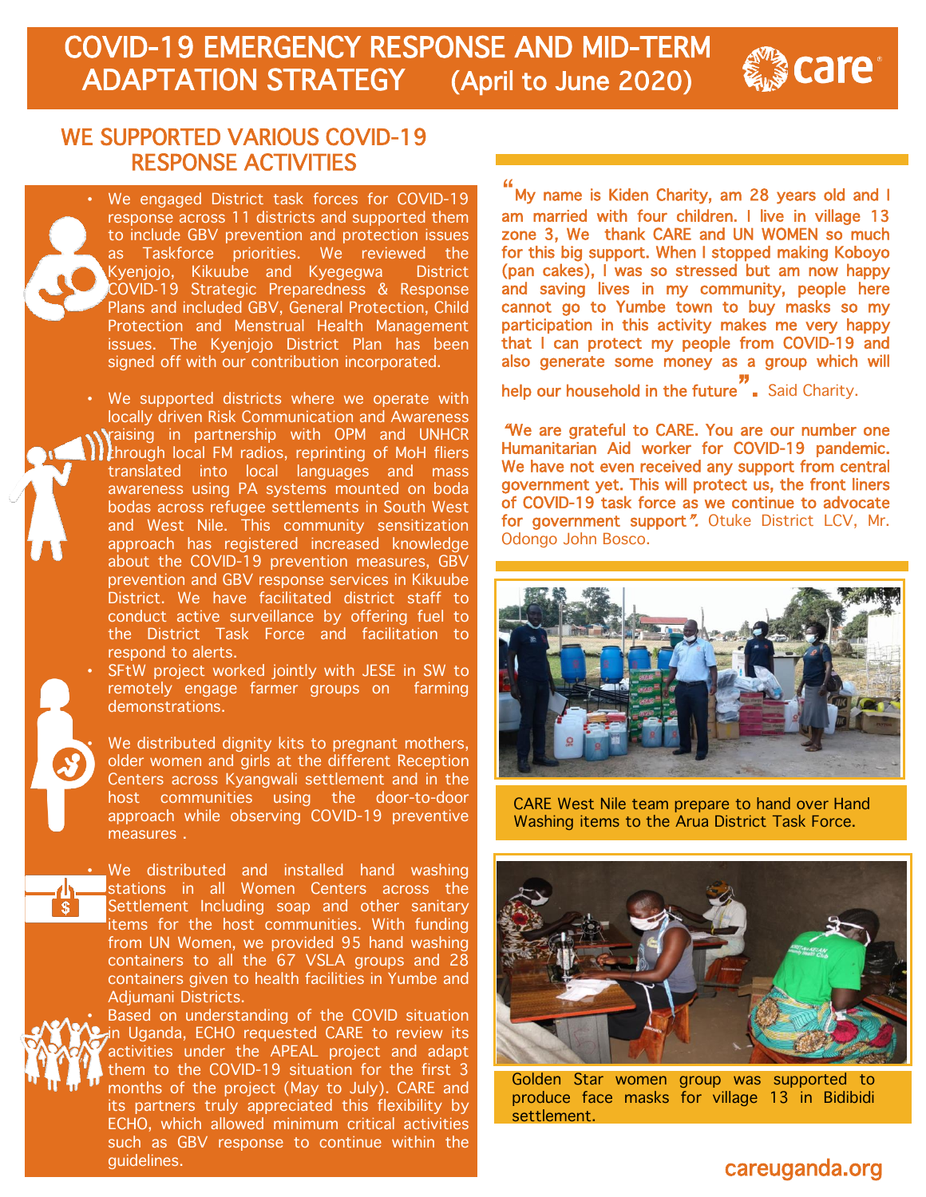# COVID-19 EMERGENCY RESPONSE AND MID-TERM ADAPTATION STRATEGY (April to June 2020)

## WE SUPPORTED VARIOUS COVID-19 RESPONSE ACTIVITIES

- We engaged District task forces for COVID-19 response across 11 districts and supported them to include GBV prevention and protection issues as Taskforce priorities. We reviewed the Kyenjojo, Kikuube and Kyegegwa District COVID-19 Strategic Preparedness & Response Plans and included GBV, General Protection, Child Protection and Menstrual Health Management issues. The Kyenjojo District Plan has been signed off with our contribution incorporated.

- We supported districts where we operate with locally driven Risk Communication and Awareness raising in partnership with OPM and UNHCR through local FM radios, reprinting of MoH fliers translated into local languages and mass awareness using PA systems mounted on boda bodas across refugee settlements in South West and West Nile. This community sensitization approach has registered increased knowledge about the COVID-19 prevention measures, GBV prevention and GBV response services in Kikuube District. We have facilitated district staff to conduct active surveillance by offering fuel to the District Task Force and facilitation to respond to alerts.
- SFtW project worked jointly with JESE in SW to remotely engage farmer groups on farming demonstrations.

- We distributed dignity kits to pregnant mothers, older women and girls at the different Reception Centers across Kyangwali settlement and in the host communities using the door-to-door approach while observing COVID-19 preventive measures .

- We distributed and installed hand washing stations in all Women Centers across the Settlement Including soap and other sanitary items for the host communities. With funding from UN Women, we provided 95 hand washing containers to all the 67 VSLA groups and 28 containers given to health facilities in Yumbe and Adjumani Districts.
- Based on understanding of the COVID situation in Uganda, ECHO requested CARE to review its activities under the APEAL project and adapt them to the COVID-19 situation for the first 3 months of the project (May to July). CARE and its partners truly appreciated this flexibility by ECHO, which allowed minimum critical activities such as GBV response to continue within the guidelines.

"My name is Kiden Charity, am 28 years old and I am married with four children. I live in village 13 zone 3, We thank CARE and UN WOMEN so much for this big support. When I stopped making Koboyo (pan cakes), I was so stressed but am now happy and saving lives in my community, people here cannot go to Yumbe town to buy masks so my participation in this activity makes me very happy that I can protect my people from COVID-19 and also generate some money as a group which will help our household in the future". Said Charity.

"We are grateful to CARE. You are our number one Humanitarian Aid worker for COVID-19 pandemic. We have not even received any support from central government yet. This will protect us, the front liners of COVID-19 task force as we continue to advocate for government support". Otuke District LCV, Mr. Odongo John Bosco.

CARE West Nile team prepare to hand over Hand Washing items to the Arua District Task Force.

Golden Star women group was supported to produce face masks for village 13 in Bidibidi settlement.

careuganda.org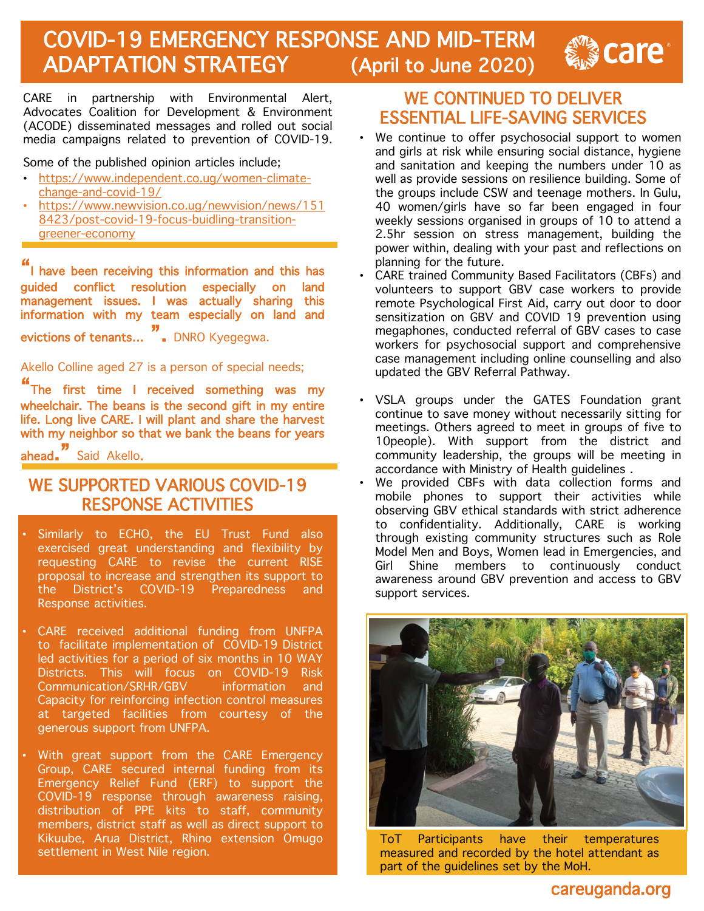# COVID-19 EMERGENCY RESPONSE AND MID-TERM ADAPTATION STRATEGY (April to June 2020)

CARE in partnership with Environmental Alert, Advocates Coalition for Development & Environment (ACODE) disseminated messages and rolled out social media campaigns related to prevention of COVID-19.

Some of the published opinion articles include;

- https://www.independent.co.ug/women-climate-change-and-covid-19/
- https://www.newvision.co.ug/newvision/news/1518423/post-covid-19-focus-buidling-transition-greener-economy

"I have been receiving this information and this has guided conflict resolution especially on land management issues. I was actually sharing this information with my team especially on land and evictions of tenants…". DNRO Kyegegwa.

Akello Colline aged 27 is a person of special needs;

"The first time I received something was my wheelchair. The beans is the second gift in my entire life. Long live CARE. I will plant and share the harvest with my neighbor so that we bank the beans for years ahead." Said Akello.

## WE SUPPORTED VARIOUS COVID-19 RESPONSE ACTIVITIES

- Similarly to ECHO, the EU Trust Fund also exercised great understanding and flexibility by requesting CARE to revise the current RISE proposal to increase and strengthen its support to the District's COVID-19 Preparedness and Response activities.
- CARE received additional funding from UNFPA to facilitate implementation of COVID-19 District led activities for a period of six months in 10 WAY Districts. This will focus on COVID-19 Risk Communication/SRHR/GBV information and Capacity for reinforcing infection control measures at targeted facilities from courtesy of the generous support from UNFPA.
- With great support from the CARE Emergency Group, CARE secured internal funding from its Emergency Relief Fund (ERF) to support the COVID-19 response through awareness raising, distribution of PPE kits to staff, community members, district staff as well as direct support to Kikuube, Arua District, Rhino extension Omugo settlement in West Nile region.

## WE CONTINUED TO DELIVER ESSENTIAL LIFE-SAVING SERVICES

- We continue to offer psychosocial support to women and girls at risk while ensuring social distance, hygiene and sanitation and keeping the numbers under 10 as well as provide sessions on resilience building. Some of the groups include CSW and teenage mothers. In Gulu, 40 women/girls have so far been engaged in four weekly sessions organised in groups of 10 to attend a 2.5hr session on stress management, building the power within, dealing with your past and reflections on planning for the future.
- CARE trained Community Based Facilitators (CBFs) and volunteers to support GBV case workers to provide remote Psychological First Aid, carry out door to door sensitization on GBV and COVID 19 prevention using megaphones, conducted referral of GBV cases to case workers for psychosocial support and comprehensive case management including online counselling and also updated the GBV Referral Pathway.
- VSLA groups under the GATES Foundation grant continue to save money without necessarily sitting for meetings. Others agreed to meet in groups of five to 10people). With support from the district and community leadership, the groups will be meeting in accordance with Ministry of Health guidelines .
- We provided CBFs with data collection forms and mobile phones to support their activities while observing GBV ethical standards with strict adherence to confidentiality. Additionally, CARE is working through existing community structures such as Role Model Men and Boys, Women lead in Emergencies, and Girl Shine members to continuously conduct awareness around GBV prevention and access to GBV support services.

ToT Participants have their temperatures measured and recorded by the hotel attendant as part of the guidelines set by the MoH.

careuganda.org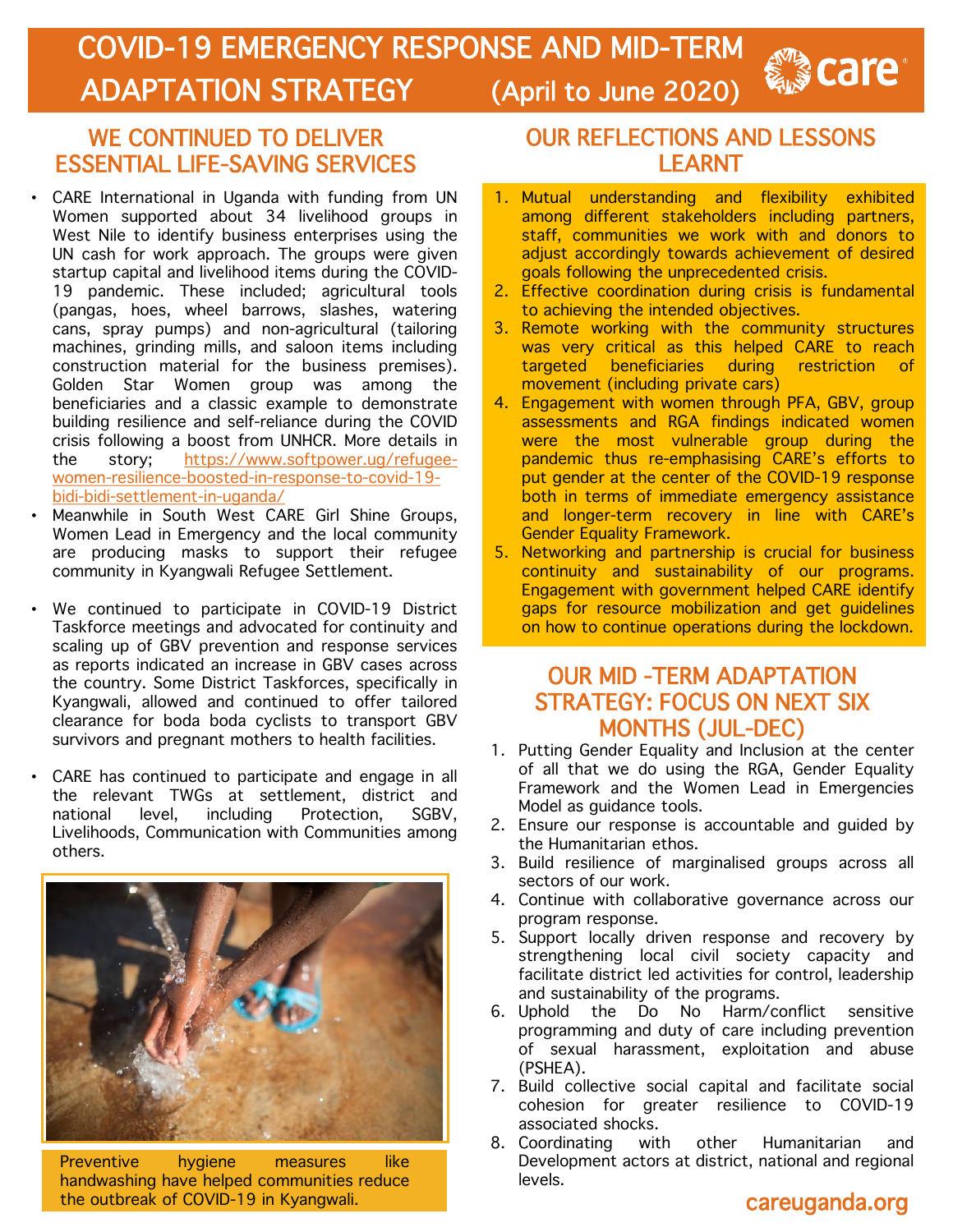# COVID-19 EMERGENCY RESPONSE AND MID-TERM ADAPTATION STRATEGY (April to June 2020)

## WE CONTINUED TO DELIVER ESSENTIAL LIFE-SAVING SERVICES

- CARE International in Uganda with funding from UN Women supported about 34 livelihood groups in West Nile to identify business enterprises using the UN cash for work approach. The groups were given startup capital and livelihood items during the COVID-19 pandemic. These included; agricultural tools (pangas, hoes, wheel barrows, slashes, watering cans, spray pumps) and non-agricultural (tailoring machines, grinding mills, and saloon items including construction material for the business premises). Golden Star Women group was among the beneficiaries and a classic example to demonstrate building resilience and self-reliance during the COVID crisis following a boost from UNHCR. More details in the story; https://www.softpower.ug/refugee-women-resilience-boosted-in-response-to-covid-19-bidi-bidi-settlement-in-uganda/
- Meanwhile in South West CARE Girl Shine Groups, Women Lead in Emergency and the local community are producing masks to support their refugee community in Kyangwali Refugee Settlement.
- We continued to participate in COVID-19 District Taskforce meetings and advocated for continuity and scaling up of GBV prevention and response services as reports indicated an increase in GBV cases across the country. Some District Taskforces, specifically in Kyangwali, allowed and continued to offer tailored clearance for boda boda cyclists to transport GBV survivors and pregnant mothers to health facilities.
- CARE has continued to participate and engage in all the relevant TWGs at settlement, district and national level, including Protection, SGBV, Livelihoods, Communication with Communities among others.

Preventive hygiene measures like handwashing have helped communities reduce the outbreak of COVID-19 in Kyangwali.

## OUR REFLECTIONS AND LESSONS LEARNT

1. Mutual understanding and flexibility exhibited among different stakeholders including partners, staff, communities we work with and donors to adjust accordingly towards achievement of desired goals following the unprecedented crisis.
2. Effective coordination during crisis is fundamental to achieving the intended objectives.
3. Remote working with the community structures was very critical as this helped CARE to reach targeted beneficiaries during restriction of movement (including private cars)
4. Engagement with women through PFA, GBV, group assessments and RGA findings indicated women were the most vulnerable group during the pandemic thus re-emphasising CARE's efforts to put gender at the center of the COVID-19 response both in terms of immediate emergency assistance and longer-term recovery in line with CARE's Gender Equality Framework.
5. Networking and partnership is crucial for business continuity and sustainability of our programs. Engagement with government helped CARE identify gaps for resource mobilization and get guidelines on how to continue operations during the lockdown.

## OUR MID -TERM ADAPTATION STRATEGY: FOCUS ON NEXT SIX MONTHS (JUL-DEC)

1. Putting Gender Equality and Inclusion at the center of all that we do using the RGA, Gender Equality Framework and the Women Lead in Emergencies Model as guidance tools.
2. Ensure our response is accountable and guided by the Humanitarian ethos.
3. Build resilience of marginalised groups across all sectors of our work.
4. Continue with collaborative governance across our program response.
5. Support locally driven response and recovery by strengthening local civil society capacity and facilitate district led activities for control, leadership and sustainability of the programs.
6. Uphold the Do No Harm/conflict sensitive programming and duty of care including prevention of sexual harassment, exploitation and abuse (PSHEA).
7. Build collective social capital and facilitate social cohesion for greater resilience to COVID-19 associated shocks.
8. Coordinating with other Humanitarian and Development actors at district, national and regional levels.

careuganda.org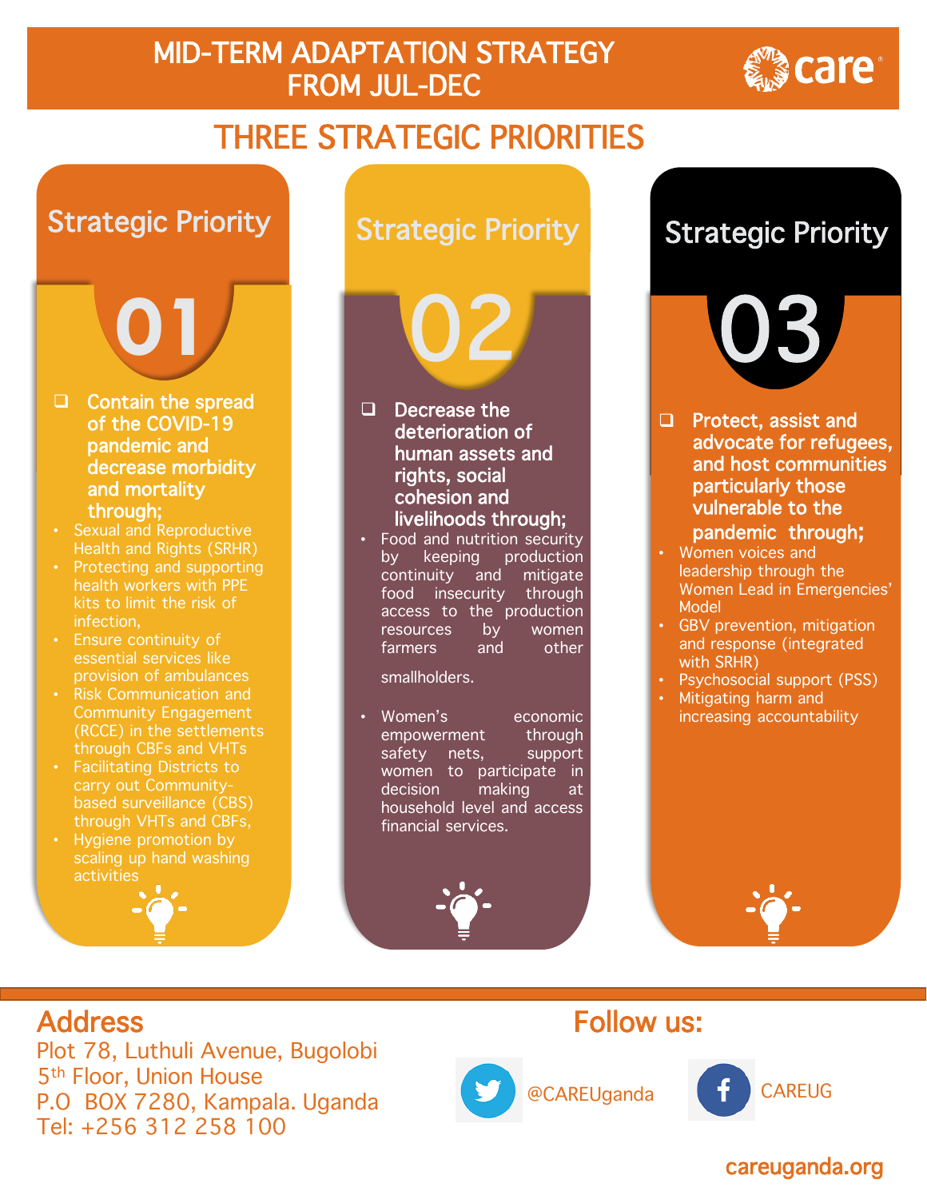# MID-TERM ADAPTATION STRATEGY FROM JUL-DEC

care

## THREE STRATEGIC PRIORITIES

### Strategic Priority 01

- Contain the spread of the COVID-19 pandemic and decrease morbidity and mortality through;
  - Sexual and Reproductive Health and Rights (SRHR)
  - Protecting and supporting health workers with PPE kits to limit the risk of infection,
  - Ensure continuity of essential services like provision of ambulances
  - Risk Communication and Community Engagement (RCCE) in the settlements through CBFs and VHTs
  - Facilitating Districts to carry out Community-based surveillance (CBS) through VHTs and CBFs,
  - Hygiene promotion by scaling up hand washing activities

### Strategic Priority 02

- Decrease the deterioration of human assets and rights, social cohesion and livelihoods through;
  - Food and nutrition security by keeping production continuity and mitigate food insecurity through access to the production resources by women farmers and other smallholders.
  - Women's economic empowerment through safety nets, support women to participate in decision making at household level and access financial services.

### Strategic Priority 03

- Protect, assist and advocate for refugees, and host communities particularly those vulnerable to the pandemic through;
  - Women voices and leadership through the Women Lead in Emergencies' Model
  - GBV prevention, mitigation and response (integrated with SRHR)
  - Psychosocial support (PSS)
  - Mitigating harm and increasing accountability

## Address

Plot 78, Luthuli Avenue, Bugolobi
5th Floor, Union House
P.O BOX 7280, Kampala. Uganda
Tel: +256 312 258 100

## Follow us:

@CAREUganda

CAREUG

careuganda.org